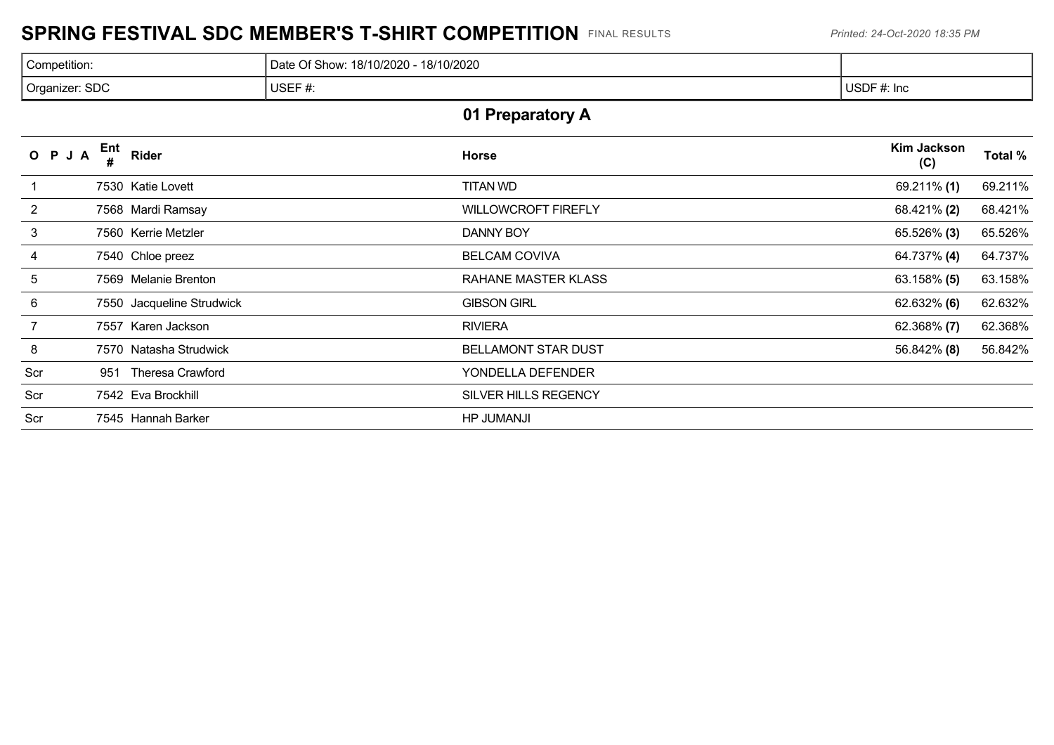# SPRING FESTIVAL SDC MEMBER'S T-SHIRT COMPETITION

FINAL RESULTS

*Printed: 24-Oct-2020 18:35 PM*

| Competition: | Date Of Show: 18/10/2020 - 18/10/2020 | |
|---|---|---|
| Organizer: SDC | USEF #: | USDF #: Inc |

## 01 Preparatory A

| O | P | J | A | Ent # | Rider | Horse | Kim Jackson (C) | Total % |
|---|---|---|---|---|---|---|---|---|
| 1 | | | | 7530 | Katie Lovett | TITAN WD | 69.211% **(1)** | 69.211% |
| 2 | | | | 7568 | Mardi Ramsay | WILLOWCROFT FIREFLY | 68.421% **(2)** | 68.421% |
| 3 | | | | 7560 | Kerrie Metzler | DANNY BOY | 65.526% **(3)** | 65.526% |
| 4 | | | | 7540 | Chloe preez | BELCAM COVIVA | 64.737% **(4)** | 64.737% |
| 5 | | | | 7569 | Melanie Brenton | RAHANE MASTER KLASS | 63.158% **(5)** | 63.158% |
| 6 | | | | 7550 | Jacqueline Strudwick | GIBSON GIRL | 62.632% **(6)** | 62.632% |
| 7 | | | | 7557 | Karen Jackson | RIVIERA | 62.368% **(7)** | 62.368% |
| 8 | | | | 7570 | Natasha Strudwick | BELLAMONT STAR DUST | 56.842% **(8)** | 56.842% |
| Scr | | | | 951 | Theresa Crawford | YONDELLA DEFENDER | | |
| Scr | | | | 7542 | Eva Brockhill | SILVER HILLS REGENCY | | |
| Scr | | | | 7545 | Hannah Barker | HP JUMANJI | | |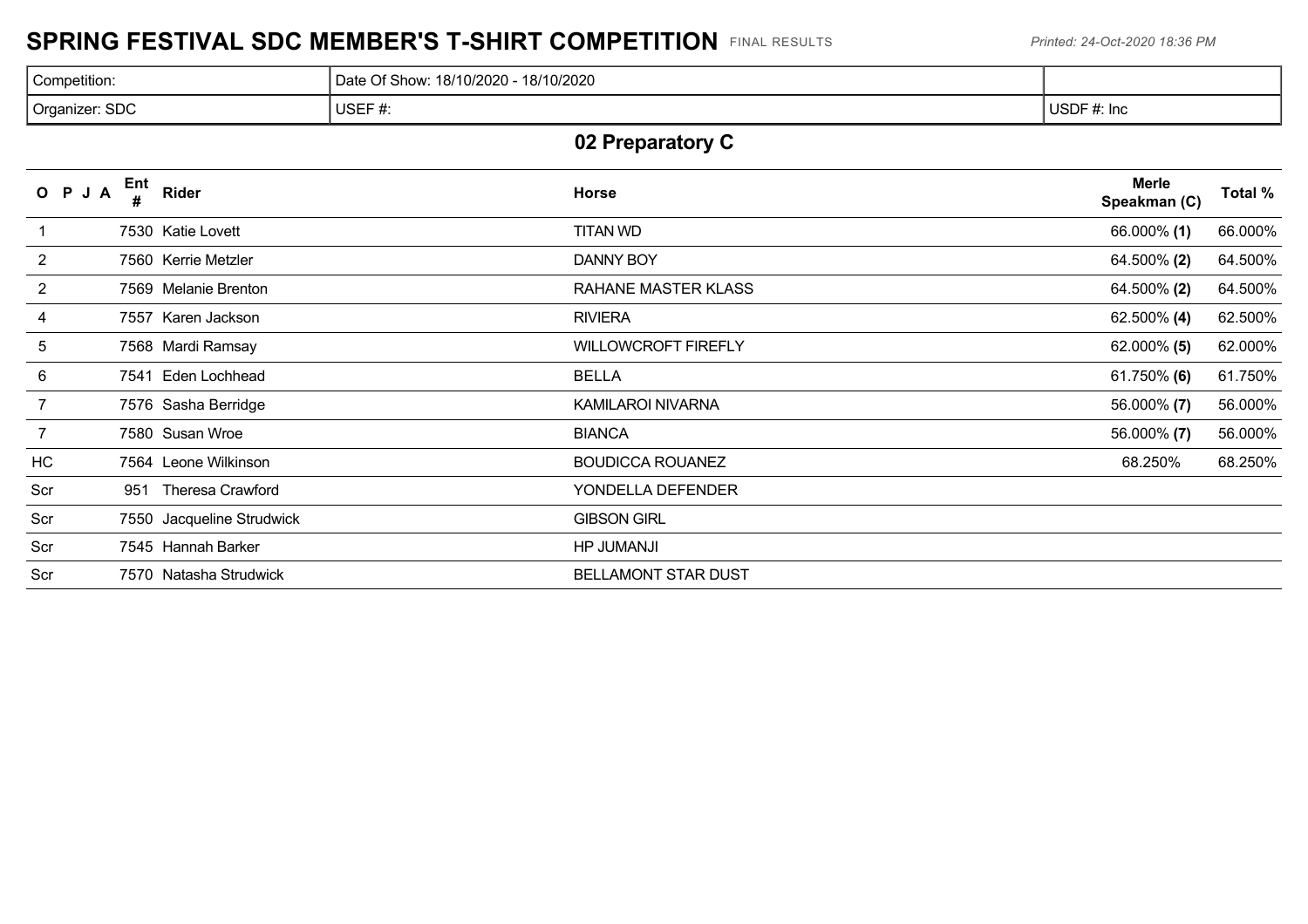# SPRING FESTIVAL SDC MEMBER'S T-SHIRT COMPETITION FINAL RESULTS

*Printed: 24-Oct-2020 18:36 PM*

| Competition: | Date Of Show: 18/10/2020 - 18/10/2020 | |
|---|---|---|
| Organizer: SDC | USEF #: | USDF #: Inc |

## 02 Preparatory C

| O P J A | Ent # | Rider | Horse | Merle Speakman (C) | Total % |
|---|---|---|---|---|---|
| 1 | 7530 | Katie Lovett | TITAN WD | 66.000% **(1)** | 66.000% |
| 2 | 7560 | Kerrie Metzler | DANNY BOY | 64.500% **(2)** | 64.500% |
| 2 | 7569 | Melanie Brenton | RAHANE MASTER KLASS | 64.500% **(2)** | 64.500% |
| 4 | 7557 | Karen Jackson | RIVIERA | 62.500% **(4)** | 62.500% |
| 5 | 7568 | Mardi Ramsay | WILLOWCROFT FIREFLY | 62.000% **(5)** | 62.000% |
| 6 | 7541 | Eden Lochhead | BELLA | 61.750% **(6)** | 61.750% |
| 7 | 7576 | Sasha Berridge | KAMILAROI NIVARNA | 56.000% **(7)** | 56.000% |
| 7 | 7580 | Susan Wroe | BIANCA | 56.000% **(7)** | 56.000% |
| HC | 7564 | Leone Wilkinson | BOUDICCA ROUANEZ | 68.250% | 68.250% |
| Scr | 951 | Theresa Crawford | YONDELLA DEFENDER | | |
| Scr | 7550 | Jacqueline Strudwick | GIBSON GIRL | | |
| Scr | 7545 | Hannah Barker | HP JUMANJI | | |
| Scr | 7570 | Natasha Strudwick | BELLAMONT STAR DUST | | |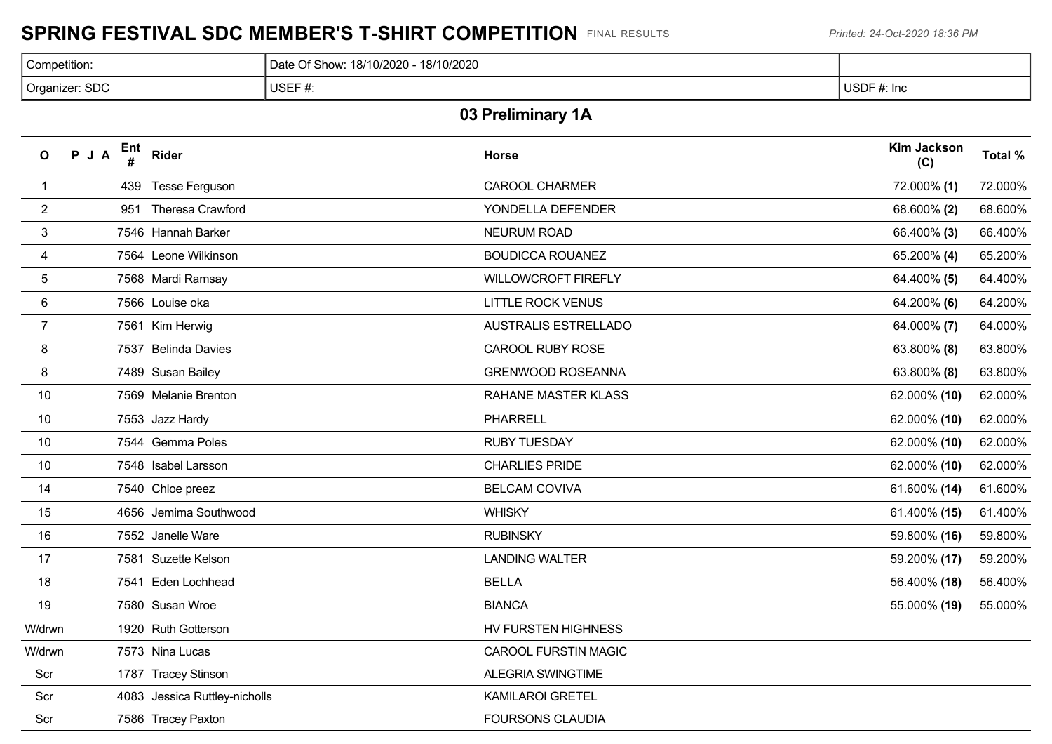# SPRING FESTIVAL SDC MEMBER'S T-SHIRT COMPETITION

FINAL RESULTS

*Printed: 24-Oct-2020 18:36 PM*

| Competition: | Date Of Show: 18/10/2020 - 18/10/2020 | |
|---|---|---|
| Organizer: SDC | USEF #: | USDF #: Inc |

## 03 Preliminary 1A

| O | P J A | Ent # | Rider | Horse | Kim Jackson (C) | Total % |
|---|---|---|---|---|---|---|
| 1 | | 439 | Tesse Ferguson | CAROOL CHARMER | 72.000% **(1)** | 72.000% |
| 2 | | 951 | Theresa Crawford | YONDELLA DEFENDER | 68.600% **(2)** | 68.600% |
| 3 | | 7546 | Hannah Barker | NEURUM ROAD | 66.400% **(3)** | 66.400% |
| 4 | | 7564 | Leone Wilkinson | BOUDICCA ROUANEZ | 65.200% **(4)** | 65.200% |
| 5 | | 7568 | Mardi Ramsay | WILLOWCROFT FIREFLY | 64.400% **(5)** | 64.400% |
| 6 | | 7566 | Louise oka | LITTLE ROCK VENUS | 64.200% **(6)** | 64.200% |
| 7 | | 7561 | Kim Herwig | AUSTRALIS ESTRELLADO | 64.000% **(7)** | 64.000% |
| 8 | | 7537 | Belinda Davies | CAROOL RUBY ROSE | 63.800% **(8)** | 63.800% |
| 8 | | 7489 | Susan Bailey | GRENWOOD ROSEANNA | 63.800% **(8)** | 63.800% |
| 10 | | 7569 | Melanie Brenton | RAHANE MASTER KLASS | 62.000% **(10)** | 62.000% |
| 10 | | 7553 | Jazz Hardy | PHARRELL | 62.000% **(10)** | 62.000% |
| 10 | | 7544 | Gemma Poles | RUBY TUESDAY | 62.000% **(10)** | 62.000% |
| 10 | | 7548 | Isabel Larsson | CHARLIES PRIDE | 62.000% **(10)** | 62.000% |
| 14 | | 7540 | Chloe preez | BELCAM COVIVA | 61.600% **(14)** | 61.600% |
| 15 | | 4656 | Jemima Southwood | WHISKY | 61.400% **(15)** | 61.400% |
| 16 | | 7552 | Janelle Ware | RUBINSKY | 59.800% **(16)** | 59.800% |
| 17 | | 7581 | Suzette Kelson | LANDING WALTER | 59.200% **(17)** | 59.200% |
| 18 | | 7541 | Eden Lochhead | BELLA | 56.400% **(18)** | 56.400% |
| 19 | | 7580 | Susan Wroe | BIANCA | 55.000% **(19)** | 55.000% |
| W/drwn | | 1920 | Ruth Gotterson | HV FURSTEN HIGHNESS | | |
| W/drwn | | 7573 | Nina Lucas | CAROOL FURSTIN MAGIC | | |
| Scr | | 1787 | Tracey Stinson | ALEGRIA SWINGTIME | | |
| Scr | | 4083 | Jessica Ruttley-nicholls | KAMILAROI GRETEL | | |
| Scr | | 7586 | Tracey Paxton | FOURSONS CLAUDIA | | |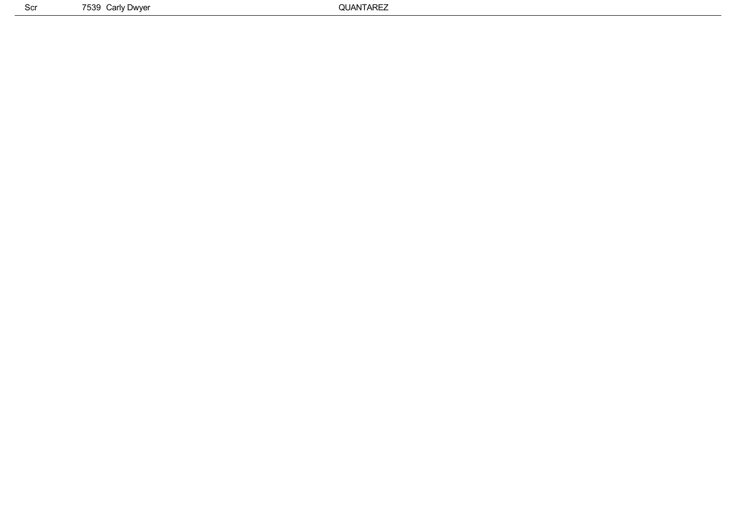| Scr | 7539 | Carly Dwyer | QUANTAREZ |
|---|---|---|---|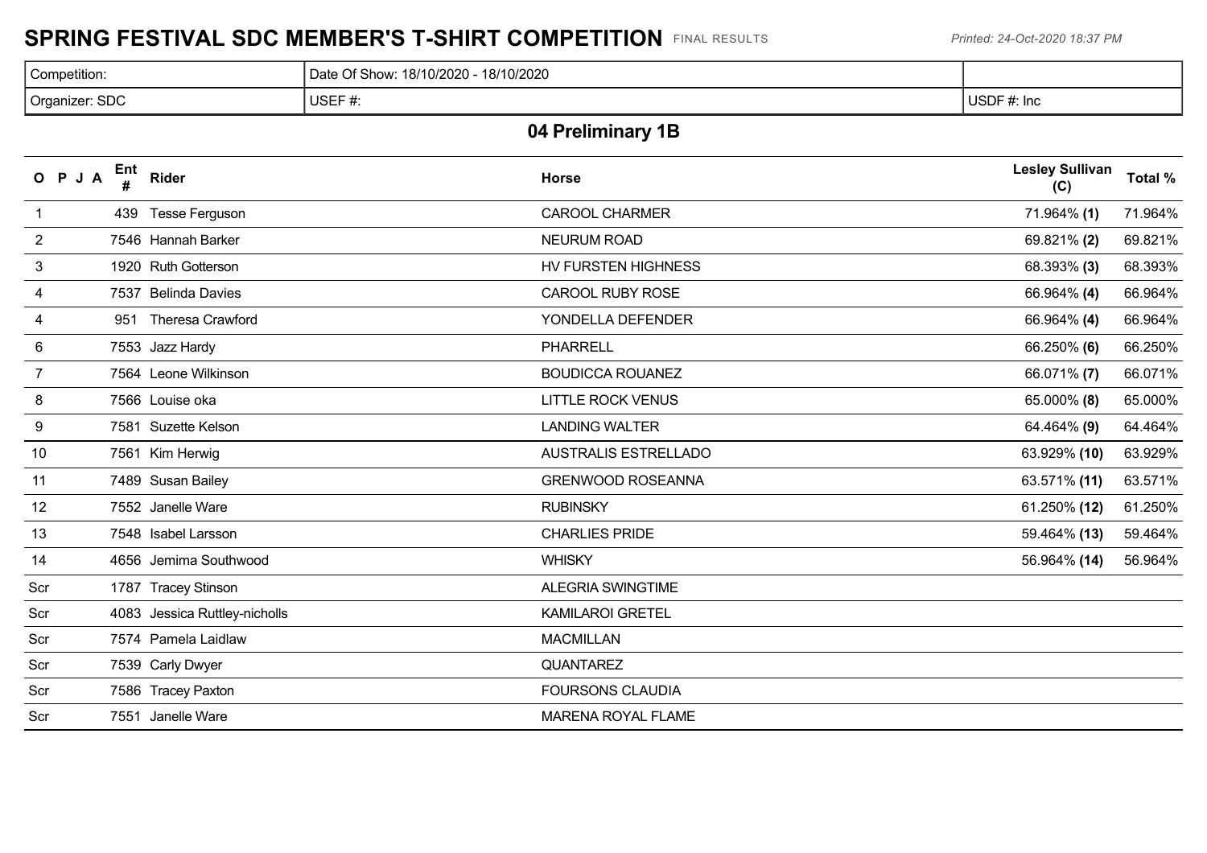# SPRING FESTIVAL SDC MEMBER'S T-SHIRT COMPETITION

FINAL RESULTS

*Printed: 24-Oct-2020 18:37 PM*

| Competition: | Date Of Show: 18/10/2020 - 18/10/2020 | |
|---|---|---|
| Organizer: SDC | USEF #: | USDF #: Inc |

## 04 Preliminary 1B

| O | P | J | A | Ent # | Rider | Horse | Lesley Sullivan (C) | Total % |
|---|---|---|---|---|---|---|---|---|
| 1 | | | | 439 | Tesse Ferguson | CAROOL CHARMER | 71.964% **(1)** | 71.964% |
| 2 | | | | 7546 | Hannah Barker | NEURUM ROAD | 69.821% **(2)** | 69.821% |
| 3 | | | | 1920 | Ruth Gotterson | HV FURSTEN HIGHNESS | 68.393% **(3)** | 68.393% |
| 4 | | | | 7537 | Belinda Davies | CAROOL RUBY ROSE | 66.964% **(4)** | 66.964% |
| 4 | | | | 951 | Theresa Crawford | YONDELLA DEFENDER | 66.964% **(4)** | 66.964% |
| 6 | | | | 7553 | Jazz Hardy | PHARRELL | 66.250% **(6)** | 66.250% |
| 7 | | | | 7564 | Leone Wilkinson | BOUDICCA ROUANEZ | 66.071% **(7)** | 66.071% |
| 8 | | | | 7566 | Louise oka | LITTLE ROCK VENUS | 65.000% **(8)** | 65.000% |
| 9 | | | | 7581 | Suzette Kelson | LANDING WALTER | 64.464% **(9)** | 64.464% |
| 10 | | | | 7561 | Kim Herwig | AUSTRALIS ESTRELLADO | 63.929% **(10)** | 63.929% |
| 11 | | | | 7489 | Susan Bailey | GRENWOOD ROSEANNA | 63.571% **(11)** | 63.571% |
| 12 | | | | 7552 | Janelle Ware | RUBINSKY | 61.250% **(12)** | 61.250% |
| 13 | | | | 7548 | Isabel Larsson | CHARLIES PRIDE | 59.464% **(13)** | 59.464% |
| 14 | | | | 4656 | Jemima Southwood | WHISKY | 56.964% **(14)** | 56.964% |
| Scr | | | | 1787 | Tracey Stinson | ALEGRIA SWINGTIME | | |
| Scr | | | | 4083 | Jessica Ruttley-nicholls | KAMILAROI GRETEL | | |
| Scr | | | | 7574 | Pamela Laidlaw | MACMILLAN | | |
| Scr | | | | 7539 | Carly Dwyer | QUANTAREZ | | |
| Scr | | | | 7586 | Tracey Paxton | FOURSONS CLAUDIA | | |
| Scr | | | | 7551 | Janelle Ware | MARENA ROYAL FLAME | | |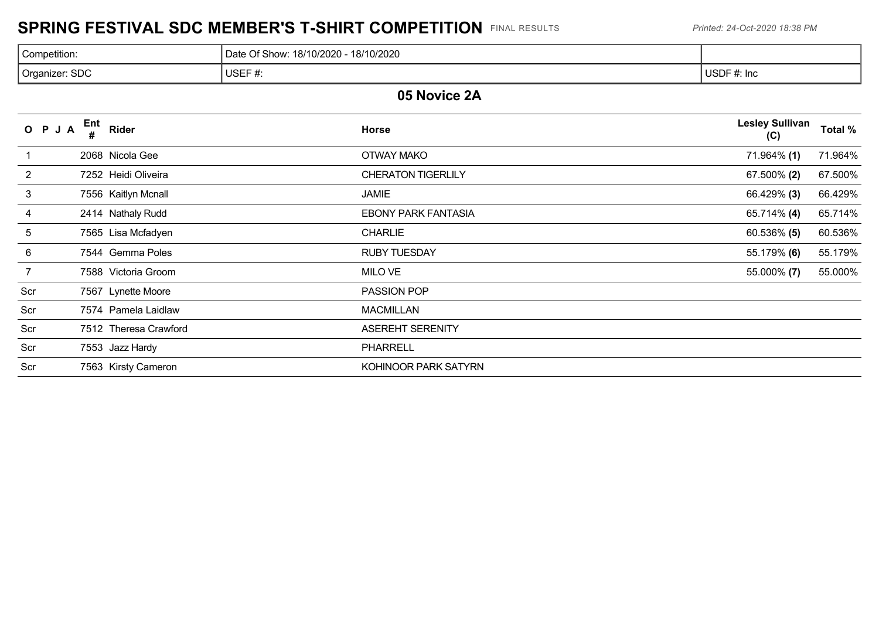# SPRING FESTIVAL SDC MEMBER'S T-SHIRT COMPETITION FINAL RESULTS

*Printed: 24-Oct-2020 18:38 PM*

| Competition: | Date Of Show: 18/10/2020 - 18/10/2020 | |
|---|---|---|
| Organizer: SDC | USEF #: | USDF #: Inc |

## 05 Novice 2A

| O P J A | Ent # | Rider | Horse | Lesley Sullivan (C) | Total % |
|---|---|---|---|---|---|
| 1 | 2068 | Nicola Gee | OTWAY MAKO | 71.964% **(1)** | 71.964% |
| 2 | 7252 | Heidi Oliveira | CHERATON TIGERLILY | 67.500% **(2)** | 67.500% |
| 3 | 7556 | Kaitlyn Mcnall | JAMIE | 66.429% **(3)** | 66.429% |
| 4 | 2414 | Nathaly Rudd | EBONY PARK FANTASIA | 65.714% **(4)** | 65.714% |
| 5 | 7565 | Lisa Mcfadyen | CHARLIE | 60.536% **(5)** | 60.536% |
| 6 | 7544 | Gemma Poles | RUBY TUESDAY | 55.179% **(6)** | 55.179% |
| 7 | 7588 | Victoria Groom | MILO VE | 55.000% **(7)** | 55.000% |
| Scr | 7567 | Lynette Moore | PASSION POP | | |
| Scr | 7574 | Pamela Laidlaw | MACMILLAN | | |
| Scr | 7512 | Theresa Crawford | ASEREHT SERENITY | | |
| Scr | 7553 | Jazz Hardy | PHARRELL | | |
| Scr | 7563 | Kirsty Cameron | KOHINOOR PARK SATYRN | | |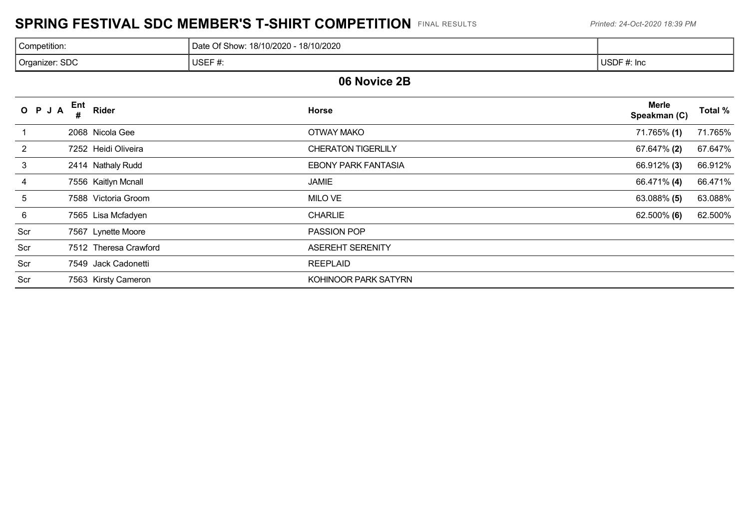# SPRING FESTIVAL SDC MEMBER'S T-SHIRT COMPETITION FINAL RESULTS

*Printed: 24-Oct-2020 18:39 PM*

| Competition: | Date Of Show: 18/10/2020 - 18/10/2020 | |
|---|---|---|
| Organizer: SDC | USEF #: | USDF #: Inc |

## 06 Novice 2B

| O P J A | Ent # | Rider | Horse | Merle Speakman (C) | Total % |
|---|---|---|---|---|---|
| 1 | 2068 | Nicola Gee | OTWAY MAKO | 71.765% **(1)** | 71.765% |
| 2 | 7252 | Heidi Oliveira | CHERATON TIGERLILY | 67.647% **(2)** | 67.647% |
| 3 | 2414 | Nathaly Rudd | EBONY PARK FANTASIA | 66.912% **(3)** | 66.912% |
| 4 | 7556 | Kaitlyn Mcnall | JAMIE | 66.471% **(4)** | 66.471% |
| 5 | 7588 | Victoria Groom | MILO VE | 63.088% **(5)** | 63.088% |
| 6 | 7565 | Lisa Mcfadyen | CHARLIE | 62.500% **(6)** | 62.500% |
| Scr | 7567 | Lynette Moore | PASSION POP | | |
| Scr | 7512 | Theresa Crawford | ASEREHT SERENITY | | |
| Scr | 7549 | Jack Cadonetti | REEPLAID | | |
| Scr | 7563 | Kirsty Cameron | KOHINOOR PARK SATYRN | | |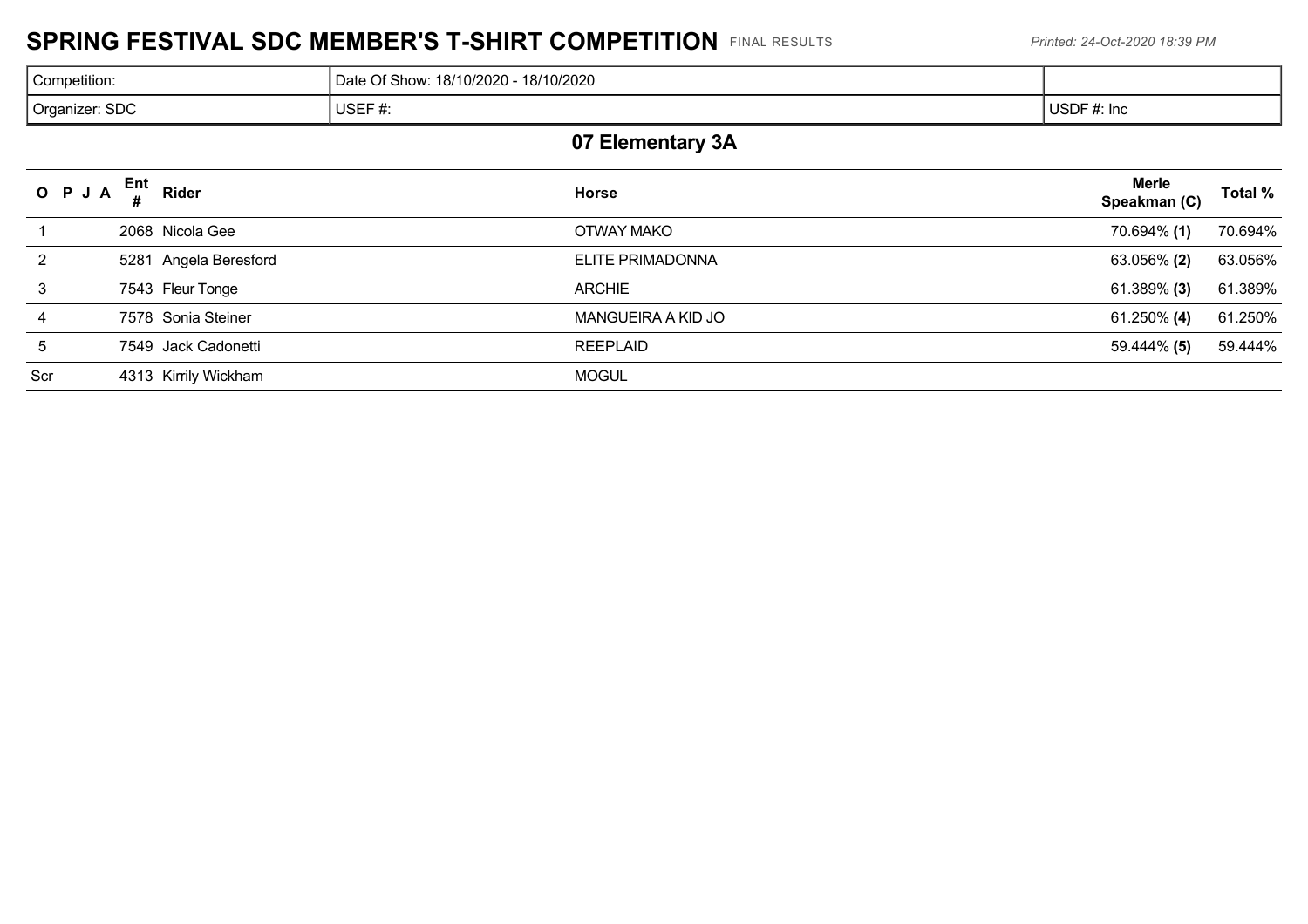# SPRING FESTIVAL SDC MEMBER'S T-SHIRT COMPETITION FINAL RESULTS

*Printed: 24-Oct-2020 18:39 PM*

| Competition: | Date Of Show: 18/10/2020 - 18/10/2020 | |
|---|---|---|
| Organizer: SDC | USEF #: | USDF #: Inc |

## 07 Elementary 3A

| O P J A | Ent # | Rider | Horse | Merle Speakman (C) | Total % |
|---|---|---|---|---|---|
| 1 | 2068 | Nicola Gee | OTWAY MAKO | 70.694% **(1)** | 70.694% |
| 2 | 5281 | Angela Beresford | ELITE PRIMADONNA | 63.056% **(2)** | 63.056% |
| 3 | 7543 | Fleur Tonge | ARCHIE | 61.389% **(3)** | 61.389% |
| 4 | 7578 | Sonia Steiner | MANGUEIRA A KID JO | 61.250% **(4)** | 61.250% |
| 5 | 7549 | Jack Cadonetti | REEPLAID | 59.444% **(5)** | 59.444% |
| Scr | 4313 | Kirrily Wickham | MOGUL | | |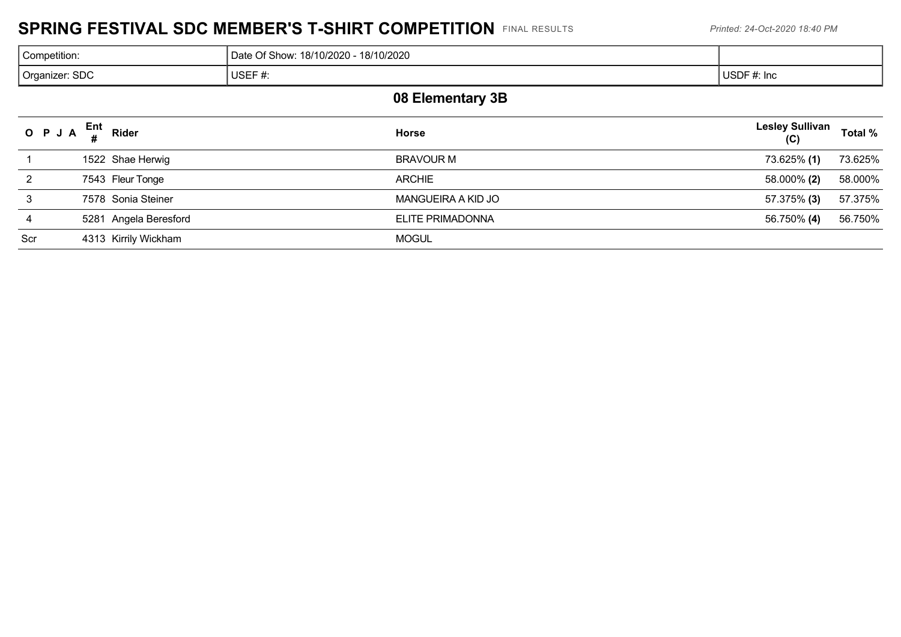# SPRING FESTIVAL SDC MEMBER'S T-SHIRT COMPETITION FINAL RESULTS

*Printed: 24-Oct-2020 18:40 PM*

| Competition: | Date Of Show: 18/10/2020 - 18/10/2020 | |
|---|---|---|
| Organizer: SDC | USEF #: | USDF #: Inc |

## 08 Elementary 3B

| O | P | J | A | Ent # | Rider | Horse | Lesley Sullivan (C) | Total % |
|---|---|---|---|---|---|---|---|---|
| 1 | | | | 1522 | Shae Herwig | BRAVOUR M | 73.625% **(1)** | 73.625% |
| 2 | | | | 7543 | Fleur Tonge | ARCHIE | 58.000% **(2)** | 58.000% |
| 3 | | | | 7578 | Sonia Steiner | MANGUEIRA A KID JO | 57.375% **(3)** | 57.375% |
| 4 | | | | 5281 | Angela Beresford | ELITE PRIMADONNA | 56.750% **(4)** | 56.750% |
| Scr | | | | 4313 | Kirrily Wickham | MOGUL | | |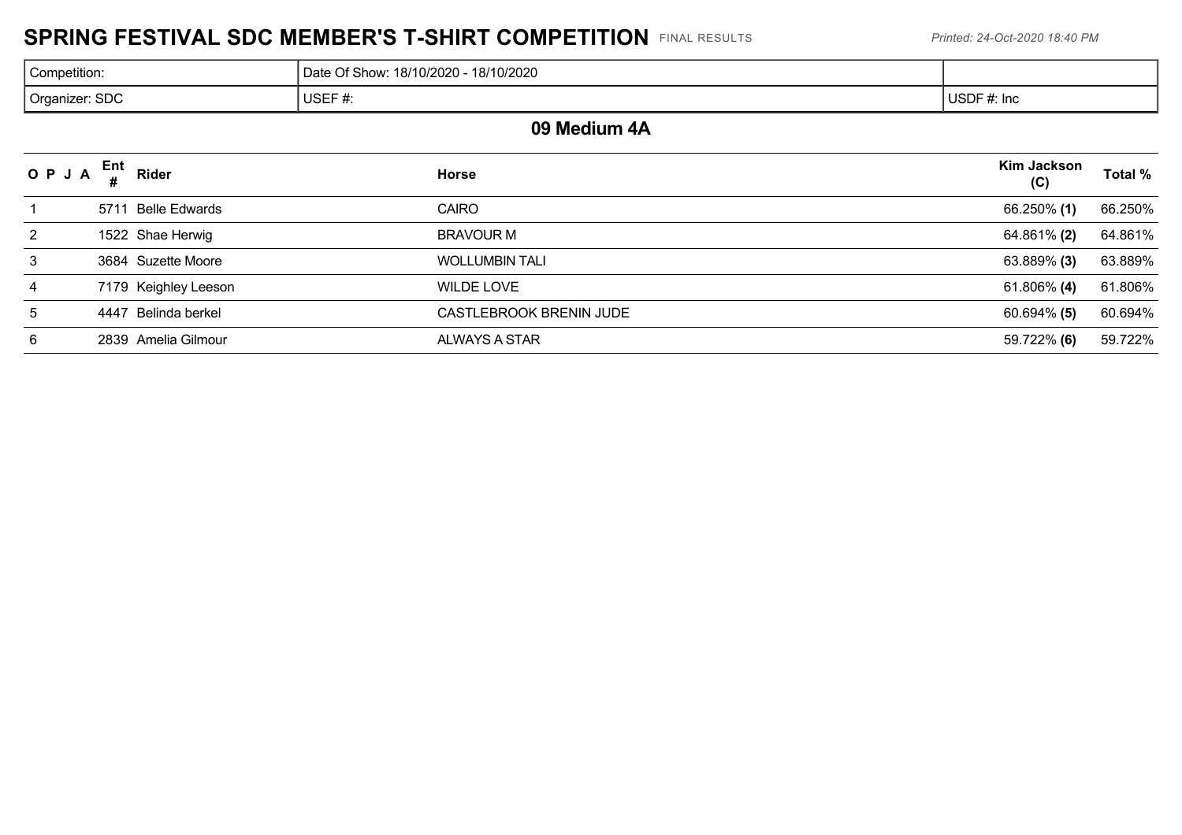# SPRING FESTIVAL SDC MEMBER'S T-SHIRT COMPETITION FINAL RESULTS

*Printed: 24-Oct-2020 18:40 PM*

| Competition: | Date Of Show: 18/10/2020 - 18/10/2020 | |
|---|---|---|
| Organizer: SDC | USEF #: | USDF #: Inc |

## 09 Medium 4A

| O P J A | Ent # | Rider | Horse | Kim Jackson (C) | Total % |
|---|---|---|---|---|---|
| 1 | 5711 | Belle Edwards | CAIRO | 66.250% **(1)** | 66.250% |
| 2 | 1522 | Shae Herwig | BRAVOUR M | 64.861% **(2)** | 64.861% |
| 3 | 3684 | Suzette Moore | WOLLUMBIN TALI | 63.889% **(3)** | 63.889% |
| 4 | 7179 | Keighley Leeson | WILDE LOVE | 61.806% **(4)** | 61.806% |
| 5 | 4447 | Belinda berkel | CASTLEBROOK BRENIN JUDE | 60.694% **(5)** | 60.694% |
| 6 | 2839 | Amelia Gilmour | ALWAYS A STAR | 59.722% **(6)** | 59.722% |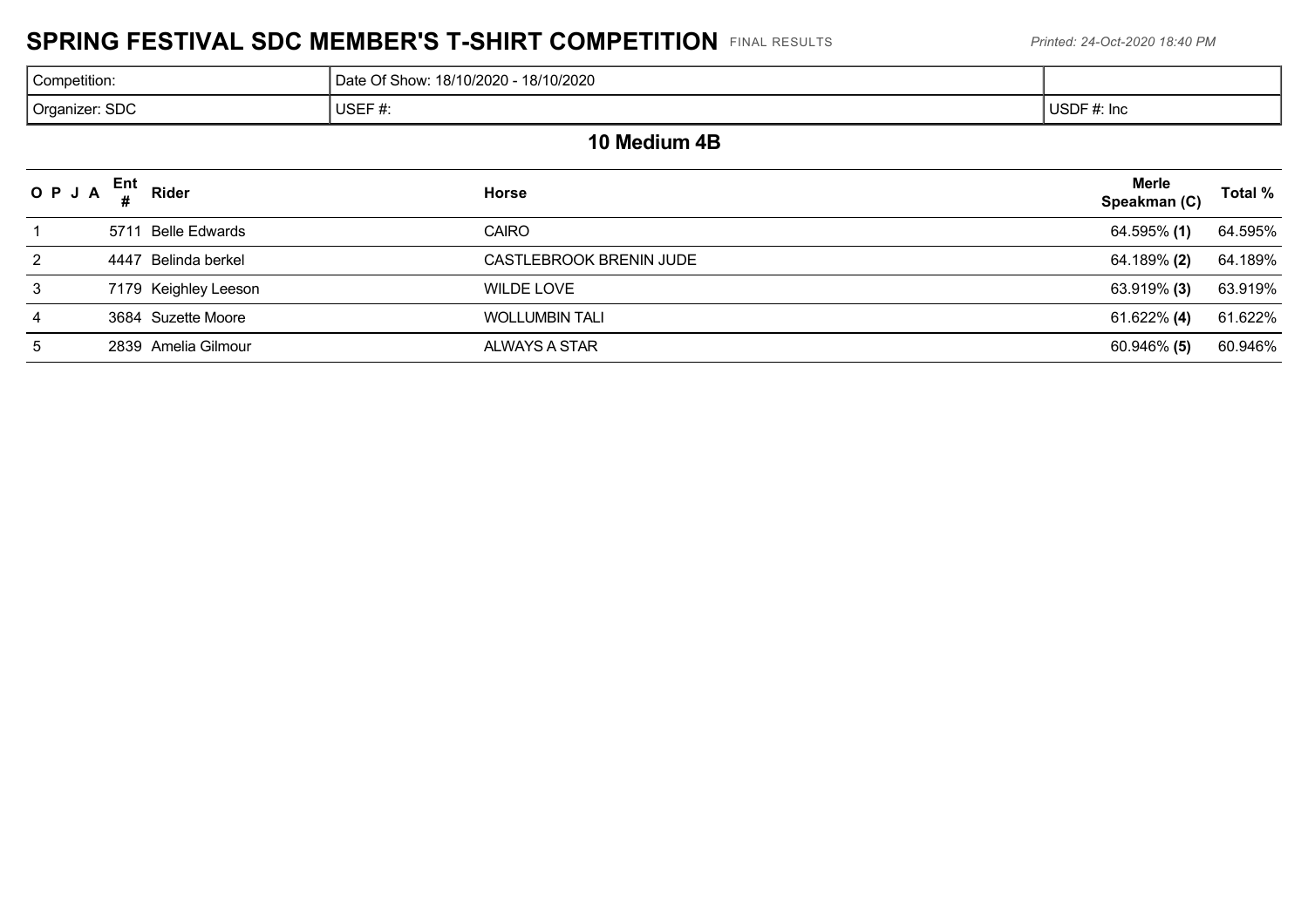# SPRING FESTIVAL SDC MEMBER'S T-SHIRT COMPETITION FINAL RESULTS

*Printed: 24-Oct-2020 18:40 PM*

| Competition: | Date Of Show: 18/10/2020 - 18/10/2020 | |
|---|---|---|
| Organizer: SDC | USEF #: | USDF #: Inc |

## 10 Medium 4B

| O P J A | Ent # | Rider | Horse | Merle Speakman (C) | Total % |
|---|---|---|---|---|---|
| 1 | 5711 | Belle Edwards | CAIRO | 64.595% **(1)** | 64.595% |
| 2 | 4447 | Belinda berkel | CASTLEBROOK BRENIN JUDE | 64.189% **(2)** | 64.189% |
| 3 | 7179 | Keighley Leeson | WILDE LOVE | 63.919% **(3)** | 63.919% |
| 4 | 3684 | Suzette Moore | WOLLUMBIN TALI | 61.622% **(4)** | 61.622% |
| 5 | 2839 | Amelia Gilmour | ALWAYS A STAR | 60.946% **(5)** | 60.946% |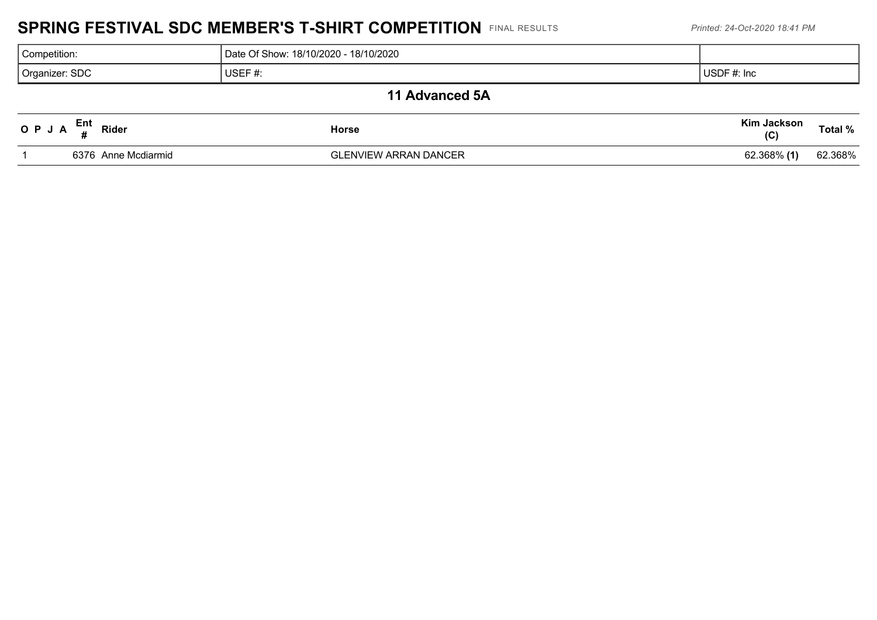# SPRING FESTIVAL SDC MEMBER'S T-SHIRT COMPETITION FINAL RESULTS

*Printed: 24-Oct-2020 18:41 PM*

| Competition: | Date Of Show: 18/10/2020 - 18/10/2020 | |
|---|---|---|
| Organizer: SDC | USEF #: | USDF #: Inc |

## 11 Advanced 5A

| O | P | J | A | Ent # | Rider | Horse | Kim Jackson (C) | Total % |
|---|---|---|---|---|---|---|---|---|
| 1 | | | | 6376 | Anne Mcdiarmid | GLENVIEW ARRAN DANCER | 62.368% **(1)** | 62.368% |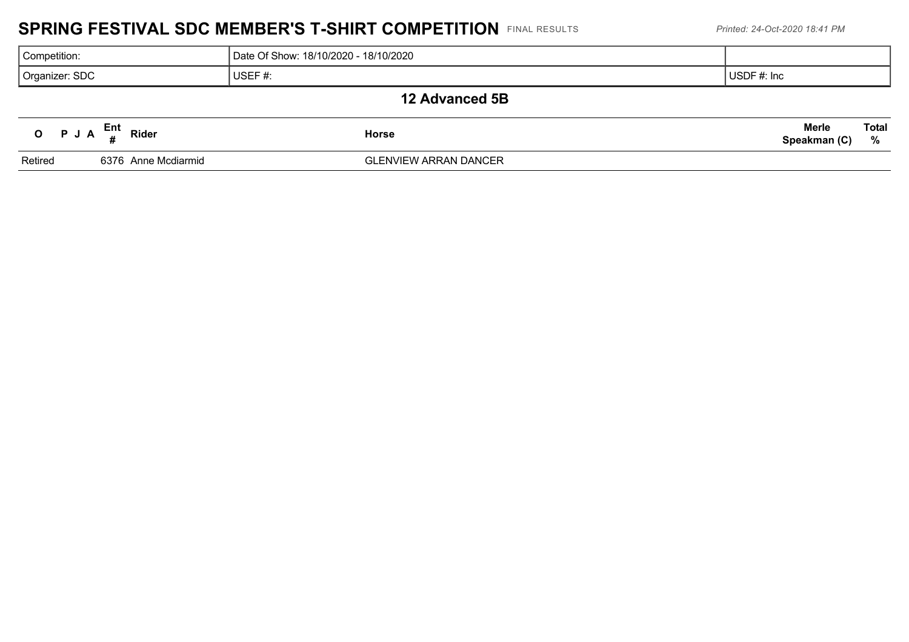# SPRING FESTIVAL SDC MEMBER'S T-SHIRT COMPETITION FINAL RESULTS

*Printed: 24-Oct-2020 18:41 PM*

| Competition: | Date Of Show: 18/10/2020 - 18/10/2020 | |
|---|---|---|
| Organizer: SDC | USEF #: | USDF #: Inc |

## 12 Advanced 5B

| O | P | J | A | Ent # | Rider | Horse | Merle Speakman (C) | Total % |
|---|---|---|---|---|---|---|---|---|
| Retired | | | | 6376 | Anne Mcdiarmid | GLENVIEW ARRAN DANCER | | |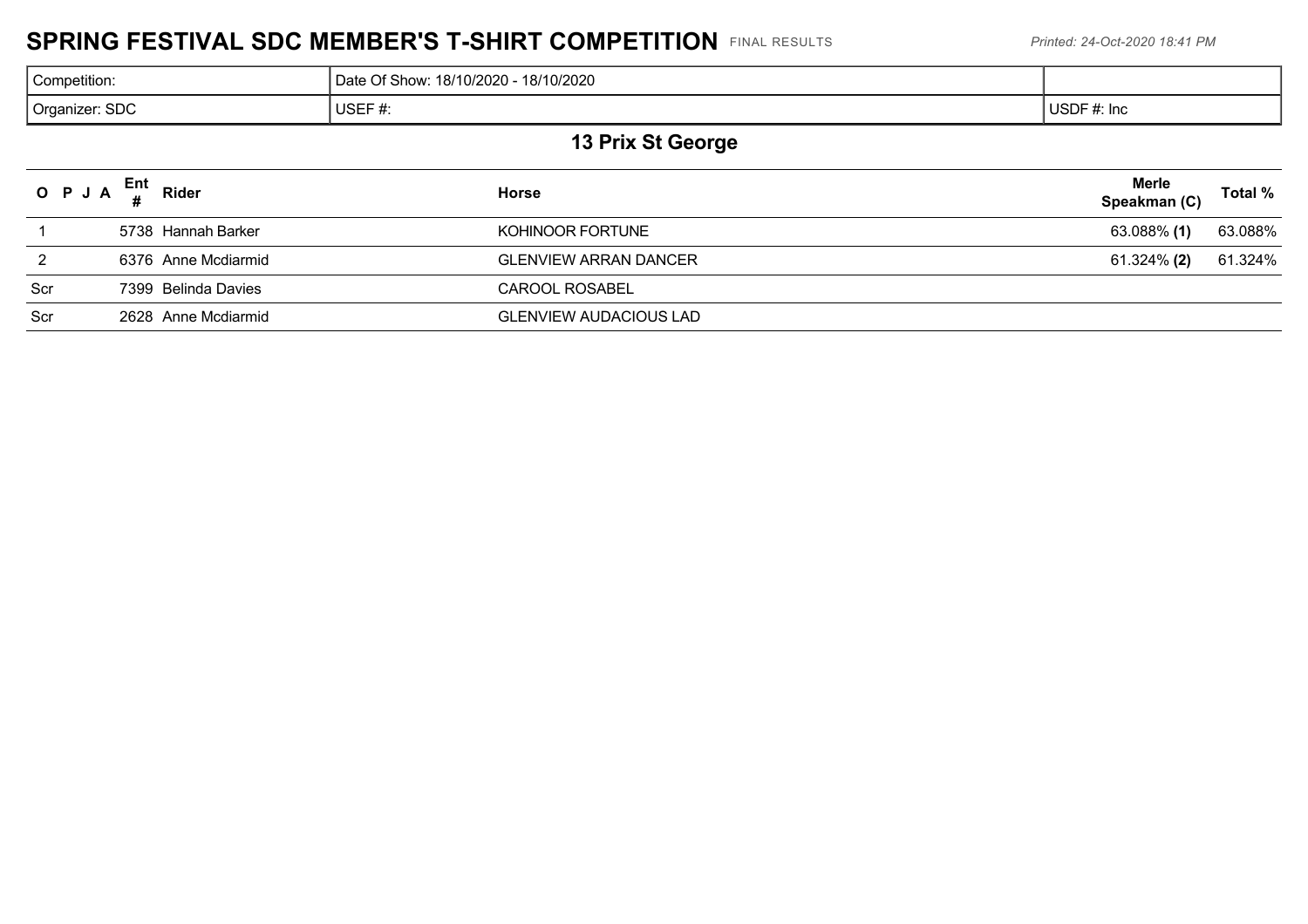# SPRING FESTIVAL SDC MEMBER'S T-SHIRT COMPETITION FINAL RESULTS

*Printed: 24-Oct-2020 18:41 PM*

| Competition: | Date Of Show: 18/10/2020 - 18/10/2020 | |
|---|---|---|
| Organizer: SDC | USEF #: | USDF #: Inc |

## 13 Prix St George

| O | P | J | A | Ent # | Rider | Horse | Merle Speakman (C) | Total % |
|---|---|---|---|---|---|---|---|---|
| 1 | | | | 5738 | Hannah Barker | KOHINOOR FORTUNE | 63.088% **(1)** | 63.088% |
| 2 | | | | 6376 | Anne Mcdiarmid | GLENVIEW ARRAN DANCER | 61.324% **(2)** | 61.324% |
| Scr | | | | 7399 | Belinda Davies | CAROOL ROSABEL | | |
| Scr | | | | 2628 | Anne Mcdiarmid | GLENVIEW AUDACIOUS LAD | | |